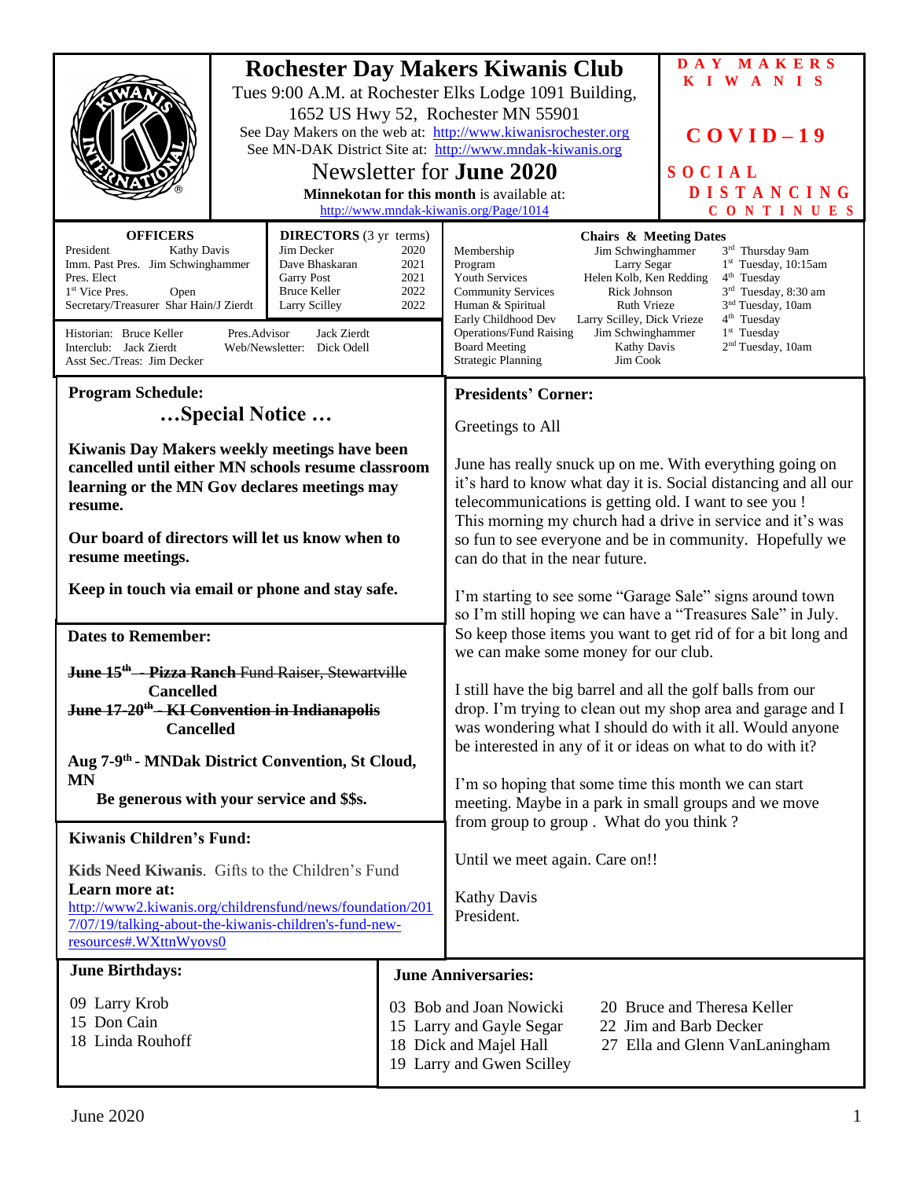# Rochester Day Makers Kiwanis Club

Tues 9:00 A.M. at Rochester Elks Lodge 1091 Building, 1652 US Hwy 52, Rochester MN 55901

See Day Makers on the web at: http://www.kiwanisrochester.org

See MN-DAK District Site at: http://www.mndak-kiwanis.org

## Newsletter for June 2020

**Minnekotan for this month** is available at: http://www.mndak-kiwanis.org/Page/1014

**DAY MAKERS KIWANIS**

**COVID–19**

**SOCIAL DISTANCING CONTINUES**

**OFFICERS**

| | |
|---|---|
| President | Kathy Davis |
| Imm. Past Pres. | Jim Schwinghammer |
| Pres. Elect | |
| 1st Vice Pres. | Open |
| Secretary/Treasurer | Shar Hain/J Zierdt |

**DIRECTORS** (3 yr terms)

| | |
|---|---|
| Jim Decker | 2020 |
| Dave Bhaskaran | 2021 |
| Garry Post | 2021 |
| Bruce Keller | 2022 |
| Larry Scilley | 2022 |

Historian: Bruce Keller
Interclub: Jack Zierdt
Asst Sec./Treas: Jim Decker
Pres.Advisor: Jack Zierdt
Web/Newsletter: Dick Odell

**Chairs & Meeting Dates**

| | | |
|---|---|---|
| Membership | Jim Schwinghammer | 3rd Thursday 9am |
| Program | Larry Segar | 1st Tuesday, 10:15am |
| Youth Services | Helen Kolb, Ken Redding | 4th Tuesday |
| Community Services | Rick Johnson | 3rd Tuesday, 8:30 am |
| Human & Spiritual | Ruth Vrieze | 3rd Tuesday, 10am |
| Early Childhood Dev | Larry Scilley, Dick Vrieze | 4th Tuesday |
| Operations/Fund Raising | Jim Schwinghammer | 1st Tuesday |
| Board Meeting | Kathy Davis | 2nd Tuesday, 10am |
| Strategic Planning | Jim Cook | |

### Program Schedule:

**…Special Notice …**

**Kiwanis Day Makers weekly meetings have been cancelled until either MN schools resume classroom learning or the MN Gov declares meetings may resume.**

**Our board of directors will let us know when to resume meetings.**

**Keep in touch via email or phone and stay safe.**

### Dates to Remember:

~~**June 15th – Pizza Ranch** Fund Raiser, Stewartville~~ **Cancelled**

~~**June 17-20th - KI Convention in Indianapolis**~~ **Cancelled**

**Aug 7-9th - MNDak District Convention, St Cloud, MN**

**Be generous with your service and $$s.**

### Kiwanis Children's Fund:

**Kids Need Kiwanis**. Gifts to the Children's Fund

**Learn more at:** http://www2.kiwanis.org/childrensfund/news/foundation/2017/07/19/talking-about-the-kiwanis-children's-fund-new-resources#.WXttnWyovs0

### Presidents' Corner:

Greetings to All

June has really snuck up on me. With everything going on it's hard to know what day it is. Social distancing and all our telecommunications is getting old. I want to see you ! This morning my church had a drive in service and it's was so fun to see everyone and be in community. Hopefully we can do that in the near future.

I'm starting to see some "Garage Sale" signs around town so I'm still hoping we can have a "Treasures Sale" in July. So keep those items you want to get rid of for a bit long and we can make some money for our club.

I still have the big barrel and all the golf balls from our drop. I'm trying to clean out my shop area and garage and I was wondering what I should do with it all. Would anyone be interested in any of it or ideas on what to do with it?

I'm so hoping that some time this month we can start meeting. Maybe in a park in small groups and we move from group to group . What do you think ?

Until we meet again. Care on!!

Kathy Davis
President.

### June Birthdays:

09 Larry Krob
15 Don Cain
18 Linda Rouhoff

### June Anniversaries:

03 Bob and Joan Nowicki
15 Larry and Gayle Segar
18 Dick and Majel Hall
19 Larry and Gwen Scilley
20 Bruce and Theresa Keller
22 Jim and Barb Decker
27 Ella and Glenn VanLaningham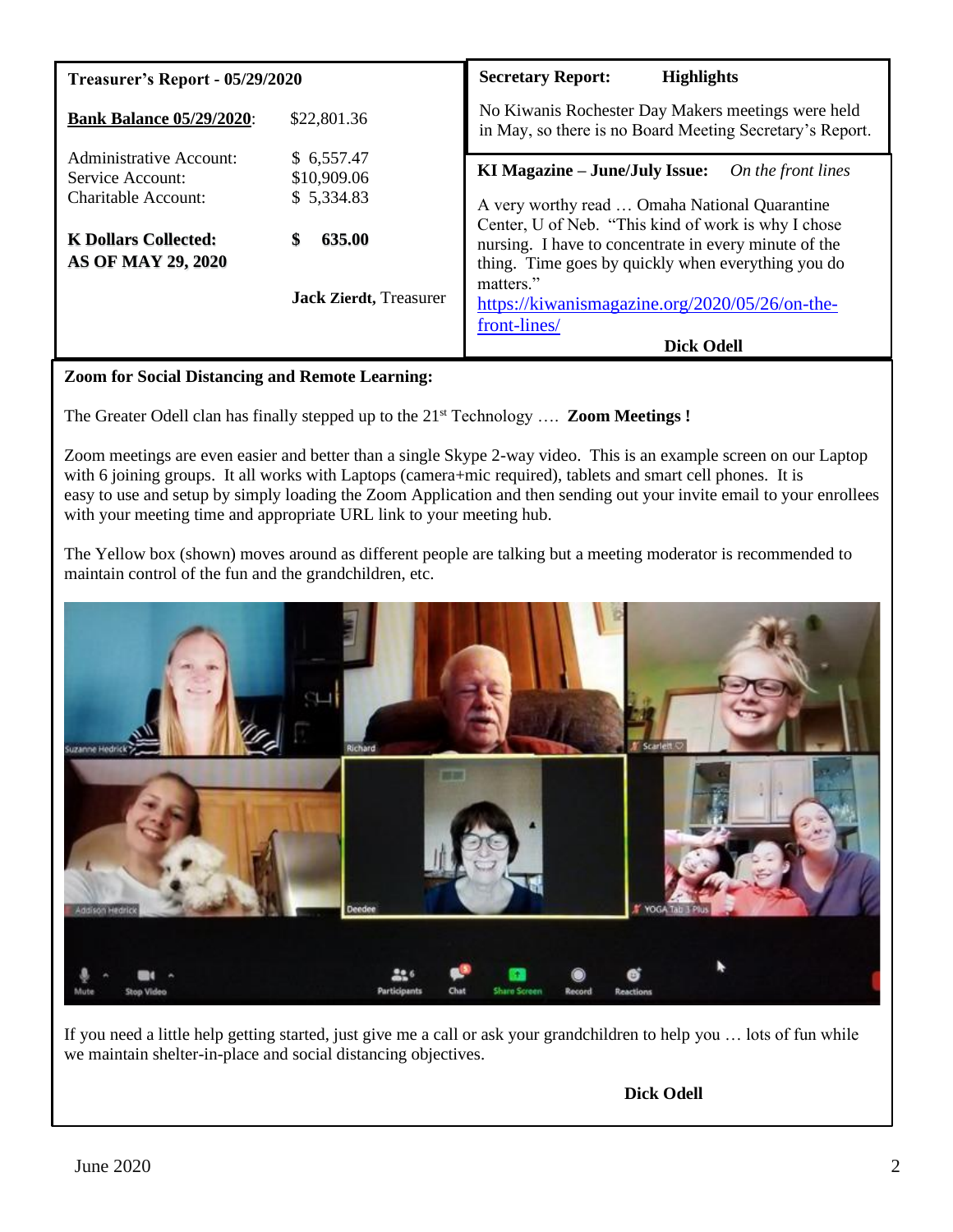**Treasurer's Report - 05/29/2020**

| | |
|---|---|
| **Bank Balance 05/29/2020**: | $22,801.36 |
| Administrative Account: | $ 6,557.47 |
| Service Account: | $10,909.06 |
| Charitable Account: | $ 5,334.83 |
| **K Dollars Collected: AS OF MAY 29, 2020** | **$ 635.00** |

**Jack Zierdt**, Treasurer

**Secretary Report: Highlights**

No Kiwanis Rochester Day Makers meetings were held in May, so there is no Board Meeting Secretary's Report.

**KI Magazine – June/July Issue:** *On the front lines*

A very worthy read … Omaha National Quarantine Center, U of Neb. "This kind of work is why I chose nursing. I have to concentrate in every minute of the thing. Time goes by quickly when everything you do matters."
https://kiwanismagazine.org/2020/05/26/on-the-front-lines/

**Dick Odell**

**Zoom for Social Distancing and Remote Learning:**

The Greater Odell clan has finally stepped up to the 21st Technology …. **Zoom Meetings !**

Zoom meetings are even easier and better than a single Skype 2-way video. This is an example screen on our Laptop with 6 joining groups. It all works with Laptops (camera+mic required), tablets and smart cell phones. It is easy to use and setup by simply loading the Zoom Application and then sending out your invite email to your enrollees with your meeting time and appropriate URL link to your meeting hub.

The Yellow box (shown) moves around as different people are talking but a meeting moderator is recommended to maintain control of the fun and the grandchildren, etc.

If you need a little help getting started, just give me a call or ask your grandchildren to help you … lots of fun while we maintain shelter-in-place and social distancing objectives.

**Dick Odell**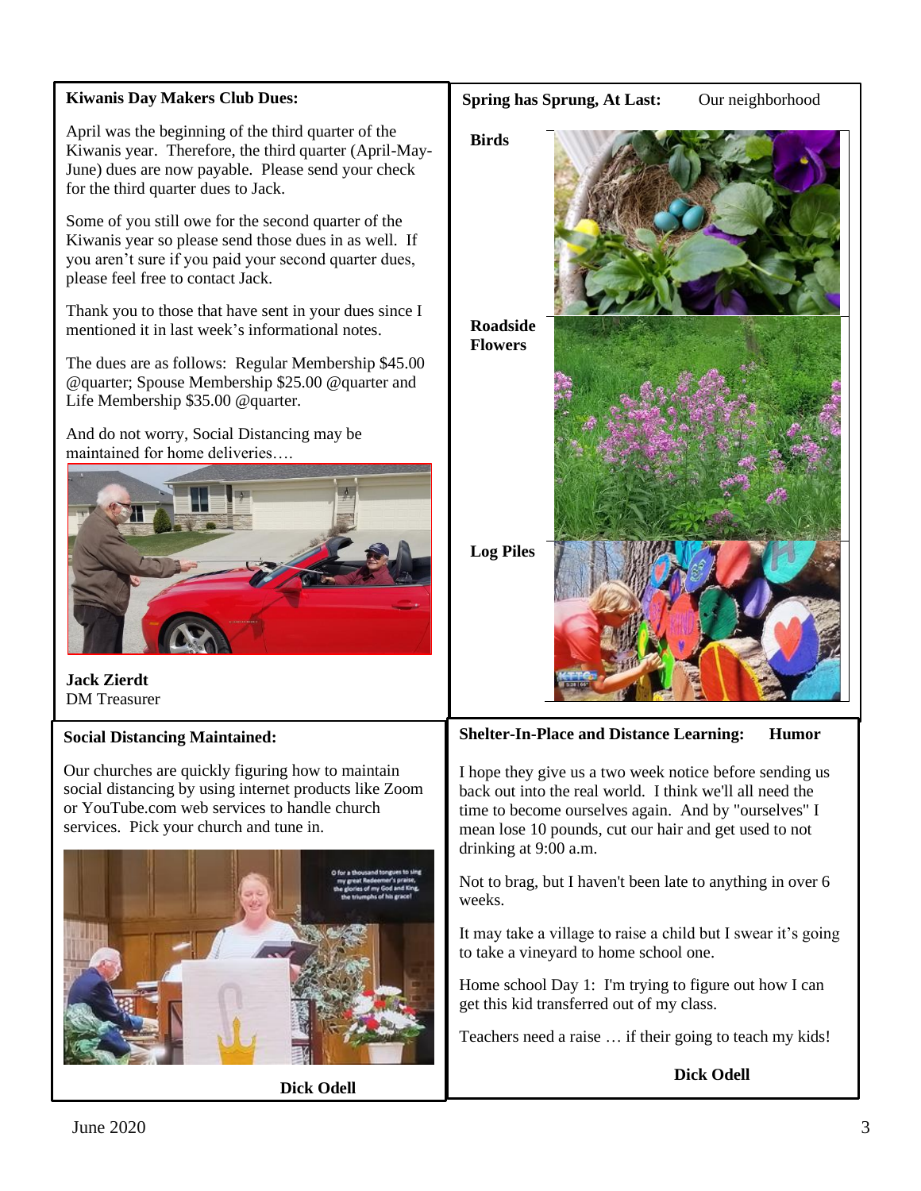**Kiwanis Day Makers Club Dues:**

April was the beginning of the third quarter of the Kiwanis year. Therefore, the third quarter (April-May-June) dues are now payable. Please send your check for the third quarter dues to Jack.

Some of you still owe for the second quarter of the Kiwanis year so please send those dues in as well. If you aren't sure if you paid your second quarter dues, please feel free to contact Jack.

Thank you to those that have sent in your dues since I mentioned it in last week's informational notes.

The dues are as follows: Regular Membership $45.00 @quarter; Spouse Membership $25.00 @quarter and Life Membership $35.00 @quarter.

And do not worry, Social Distancing may be maintained for home deliveries….

**Jack Zierdt**
DM Treasurer

**Spring has Sprung, At Last:** Our neighborhood

**Birds**

**Roadside Flowers**

**Log Piles**

**Social Distancing Maintained:**

Our churches are quickly figuring how to maintain social distancing by using internet products like Zoom or YouTube.com web services to handle church services. Pick your church and tune in.

**Dick Odell**

**Shelter-In-Place and Distance Learning: Humor**

I hope they give us a two week notice before sending us back out into the real world. I think we'll all need the time to become ourselves again. And by "ourselves" I mean lose 10 pounds, cut our hair and get used to not drinking at 9:00 a.m.

Not to brag, but I haven't been late to anything in over 6 weeks.

It may take a village to raise a child but I swear it's going to take a vineyard to home school one.

Home school Day 1: I'm trying to figure out how I can get this kid transferred out of my class.

Teachers need a raise … if their going to teach my kids!

**Dick Odell**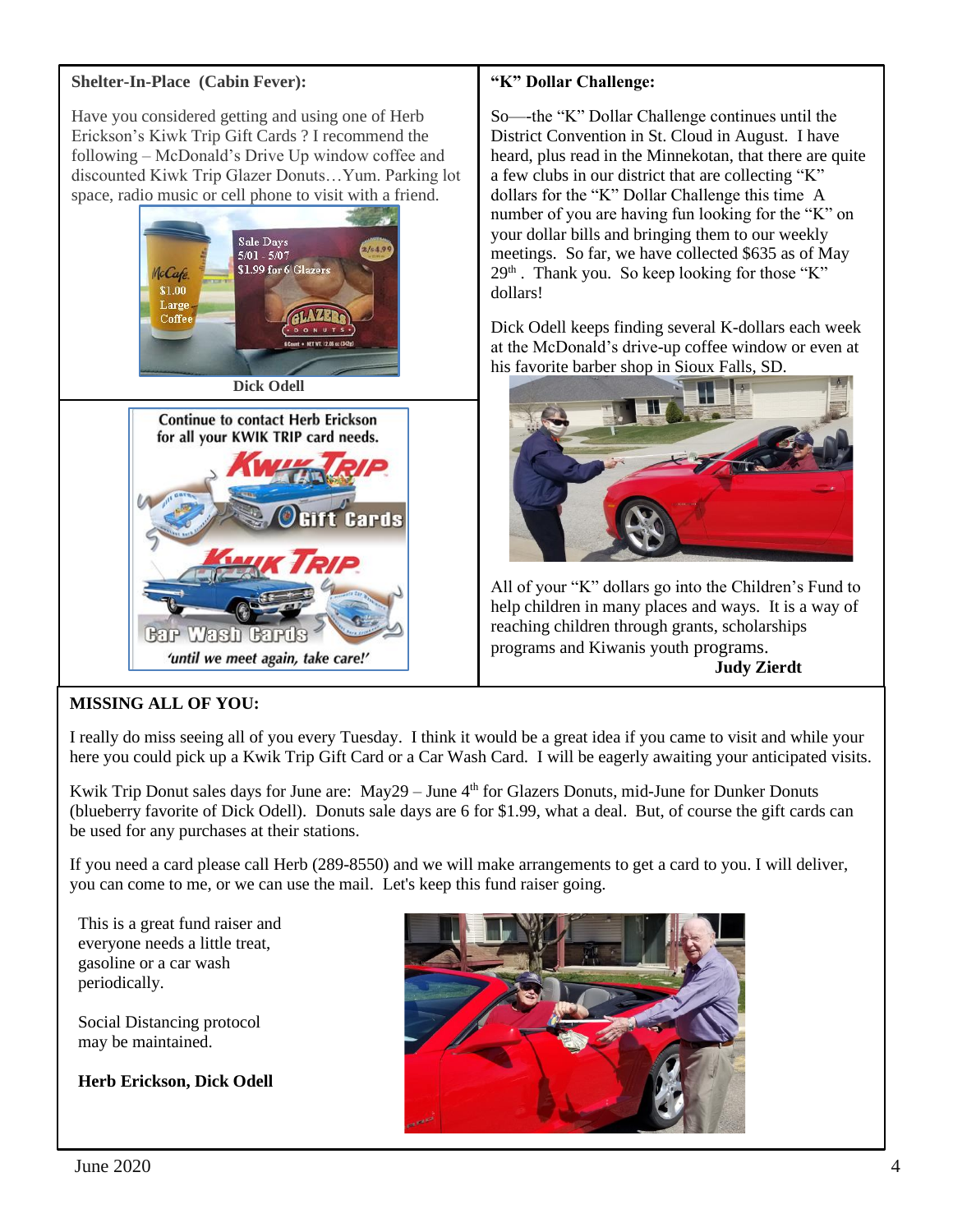**Shelter-In-Place (Cabin Fever):**

Have you considered getting and using one of Herb Erickson's Kiwk Trip Gift Cards ? I recommend the following – McDonald's Drive Up window coffee and discounted Kiwk Trip Glazer Donuts…Yum. Parking lot space, radio music or cell phone to visit with a friend.

**Dick Odell**

Continue to contact Herb Erickson for all your KWIK TRIP card needs.

Kwik Trip Gift Cards

Kwik Trip Car Wash Cards

*'until we meet again, take care!'*

**"K" Dollar Challenge:**

So—-the "K" Dollar Challenge continues until the District Convention in St. Cloud in August. I have heard, plus read in the Minnekotan, that there are quite a few clubs in our district that are collecting "K" dollars for the "K" Dollar Challenge this time A number of you are having fun looking for the "K" on your dollar bills and bringing them to our weekly meetings. So far, we have collected $635 as of May 29th . Thank you. So keep looking for those "K" dollars!

Dick Odell keeps finding several K-dollars each week at the McDonald's drive-up coffee window or even at his favorite barber shop in Sioux Falls, SD.

All of your "K" dollars go into the Children's Fund to help children in many places and ways. It is a way of reaching children through grants, scholarships programs and Kiwanis youth programs.

**Judy Zierdt**

**MISSING ALL OF YOU:**

I really do miss seeing all of you every Tuesday. I think it would be a great idea if you came to visit and while your here you could pick up a Kwik Trip Gift Card or a Car Wash Card. I will be eagerly awaiting your anticipated visits.

Kwik Trip Donut sales days for June are: May29 – June 4th for Glazers Donuts, mid-June for Dunker Donuts (blueberry favorite of Dick Odell). Donuts sale days are 6 for $1.99, what a deal. But, of course the gift cards can be used for any purchases at their stations.

If you need a card please call Herb (289-8550) and we will make arrangements to get a card to you. I will deliver, you can come to me, or we can use the mail. Let's keep this fund raiser going.

This is a great fund raiser and everyone needs a little treat, gasoline or a car wash periodically.

Social Distancing protocol may be maintained.

**Herb Erickson, Dick Odell**